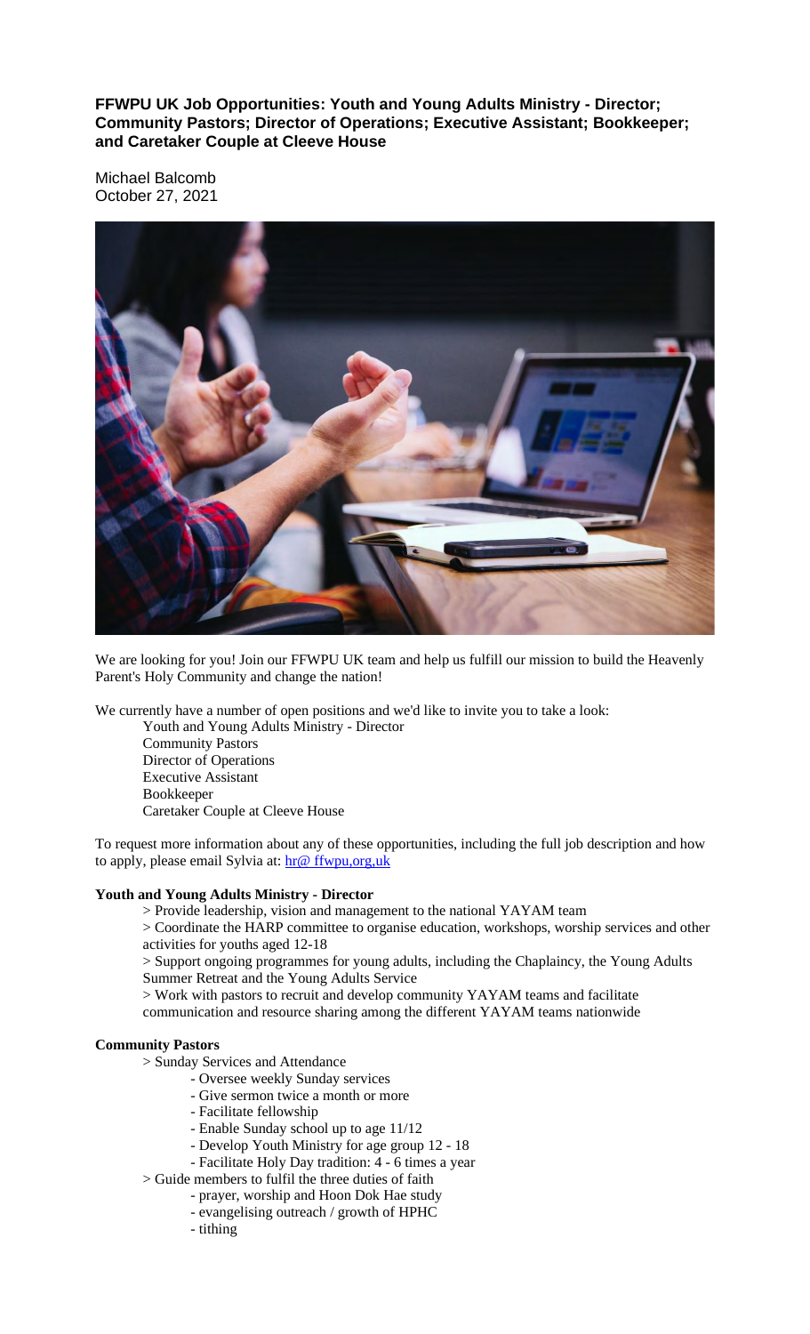**FFWPU UK Job Opportunities: Youth and Young Adults Ministry - Director; Community Pastors; Director of Operations; Executive Assistant; Bookkeeper; and Caretaker Couple at Cleeve House**

Michael Balcomb
October 27, 2021

We are looking for you! Join our FFWPU UK team and help us fulfill our mission to build the Heavenly Parent's Holy Community and change the nation!

We currently have a number of open positions and we'd like to invite you to take a look:

- Youth and Young Adults Ministry - Director
- Community Pastors
- Director of Operations
- Executive Assistant
- Bookkeeper
- Caretaker Couple at Cleeve House

To request more information about any of these opportunities, including the full job description and how to apply, please email Sylvia at: hr@ ffwpu,org,uk

**Youth and Young Adults Ministry - Director**

> Provide leadership, vision and management to the national YAYAM team
> Coordinate the HARP committee to organise education, workshops, worship services and other activities for youths aged 12-18
> Support ongoing programmes for young adults, including the Chaplaincy, the Young Adults Summer Retreat and the Young Adults Service
> Work with pastors to recruit and develop community YAYAM teams and facilitate communication and resource sharing among the different YAYAM teams nationwide

**Community Pastors**

> Sunday Services and Attendance
- Oversee weekly Sunday services
- Give sermon twice a month or more
- Facilitate fellowship
- Enable Sunday school up to age 11/12
- Develop Youth Ministry for age group 12 - 18
- Facilitate Holy Day tradition: 4 - 6 times a year

> Guide members to fulfil the three duties of faith
- prayer, worship and Hoon Dok Hae study
- evangelising outreach / growth of HPHC
- tithing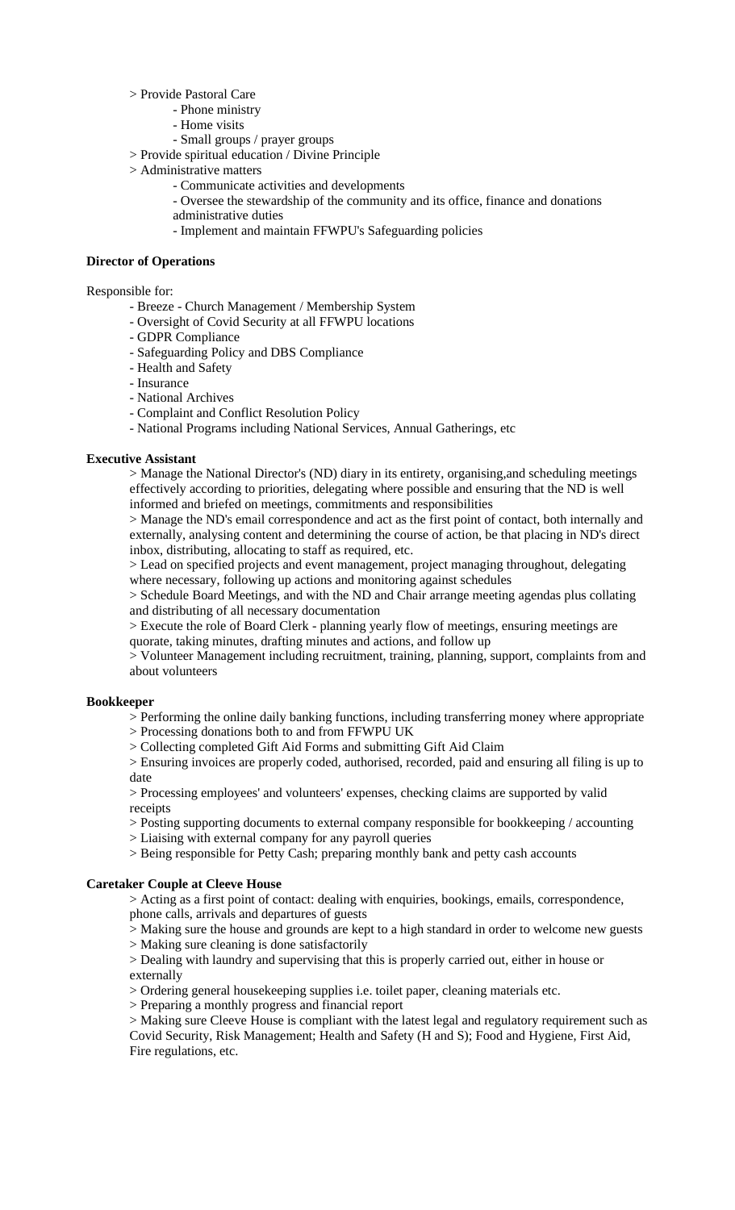> Provide Pastoral Care
  - Phone ministry
  - Home visits
  - Small groups / prayer groups

> Provide spiritual education / Divine Principle

> Administrative matters
  - Communicate activities and developments
  - Oversee the stewardship of the community and its office, finance and donations administrative duties
  - Implement and maintain FFWPU's Safeguarding policies

**Director of Operations**

Responsible for:

- Breeze - Church Management / Membership System
- Oversight of Covid Security at all FFWPU locations
- GDPR Compliance
- Safeguarding Policy and DBS Compliance
- Health and Safety
- Insurance
- National Archives
- Complaint and Conflict Resolution Policy
- National Programs including National Services, Annual Gatherings, etc

**Executive Assistant**

> Manage the National Director's (ND) diary in its entirety, organising,and scheduling meetings effectively according to priorities, delegating where possible and ensuring that the ND is well informed and briefed on meetings, commitments and responsibilities

> Manage the ND's email correspondence and act as the first point of contact, both internally and externally, analysing content and determining the course of action, be that placing in ND's direct inbox, distributing, allocating to staff as required, etc.

> Lead on specified projects and event management, project managing throughout, delegating where necessary, following up actions and monitoring against schedules

> Schedule Board Meetings, and with the ND and Chair arrange meeting agendas plus collating and distributing of all necessary documentation

> Execute the role of Board Clerk - planning yearly flow of meetings, ensuring meetings are quorate, taking minutes, drafting minutes and actions, and follow up

> Volunteer Management including recruitment, training, planning, support, complaints from and about volunteers

**Bookkeeper**

> Performing the online daily banking functions, including transferring money where appropriate

> Processing donations both to and from FFWPU UK

> Collecting completed Gift Aid Forms and submitting Gift Aid Claim

> Ensuring invoices are properly coded, authorised, recorded, paid and ensuring all filing is up to date

> Processing employees' and volunteers' expenses, checking claims are supported by valid receipts

> Posting supporting documents to external company responsible for bookkeeping / accounting

> Liaising with external company for any payroll queries

> Being responsible for Petty Cash; preparing monthly bank and petty cash accounts

**Caretaker Couple at Cleeve House**

> Acting as a first point of contact: dealing with enquiries, bookings, emails, correspondence, phone calls, arrivals and departures of guests

> Making sure the house and grounds are kept to a high standard in order to welcome new guests

> Making sure cleaning is done satisfactorily

> Dealing with laundry and supervising that this is properly carried out, either in house or externally

> Ordering general housekeeping supplies i.e. toilet paper, cleaning materials etc.

> Preparing a monthly progress and financial report

> Making sure Cleeve House is compliant with the latest legal and regulatory requirement such as Covid Security, Risk Management; Health and Safety (H and S); Food and Hygiene, First Aid, Fire regulations, etc.